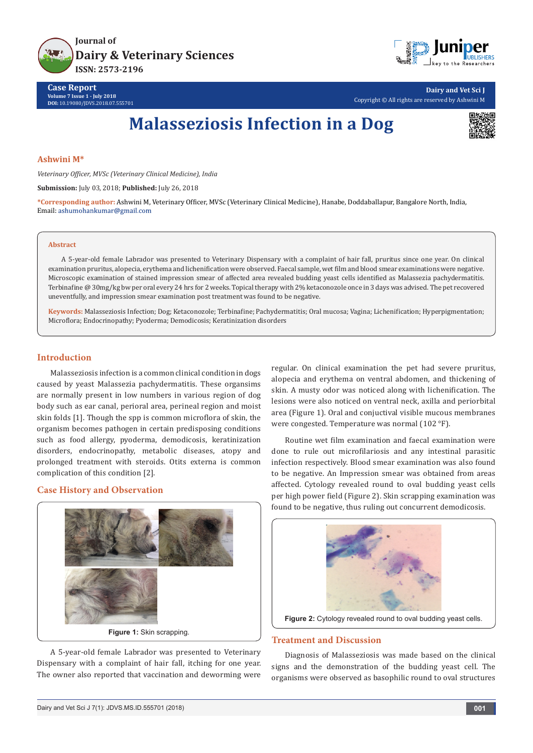Journal of
Dairy & Veterinary Sciences
ISSN: 2573-2196

**Case Report**
Volume 7 Issue 1 - July 2018
DOI: 10.19080/JDVS.2018.07.555701

Dairy and Vet Sci J
Copyright © All rights are reserved by Ashwini M

# Malasseziosis Infection in a Dog

**Ashwini M***

*Veterinary Officer, MVSc (Veterinary Clinical Medicine), India*

**Submission:** July 03, 2018; **Published:** July 26, 2018

***Corresponding author:** Ashwini M, Veterinary Officer, MVSc (Veterinary Clinical Medicine), Hanabe, Doddaballapur, Bangalore North, India, Email: ashumohankumar@gmail.com

## Abstract

A 5-year-old female Labrador was presented to Veterinary Dispensary with a complaint of hair fall, pruritus since one year. On clinical examination pruritus, alopecia, erythema and lichenification were observed. Faecal sample, wet film and blood smear examinations were negative. Microscopic examination of stained impression smear of affected area revealed budding yeast cells identified as Malassezia pachydermatitis. Terbinafine @ 30mg/kg bw per oral every 24 hrs for 2 weeks. Topical therapy with 2% ketaconozole once in 3 days was advised. The pet recovered uneventfully, and impression smear examination post treatment was found to be negative.

**Keywords:** Malasseziosis Infection; Dog; Ketaconozole; Terbinafine; Pachydermatitis; Oral mucosa; Vagina; Lichenification; Hyperpigmentation; Microflora; Endocrinopathy; Pyoderma; Demodicosis; Keratinization disorders

## Introduction

Malasseziosis infection is a common clinical condition in dogs caused by yeast Malassezia pachydermatitis. These organsims are normally present in low numbers in various region of dog body such as ear canal, perioral area, perineal region and moist skin folds [1]. Though the spp is common microflora of skin, the organism becomes pathogen in certain predisposing conditions such as food allergy, pyoderma, demodicosis, keratinization disorders, endocrinopathy, metabolic diseases, atopy and prolonged treatment with steroids. Otits externa is common complication of this condition [2].

## Case History and Observation

**Figure 1:** Skin scrapping.

A 5-year-old female Labrador was presented to Veterinary Dispensary with a complaint of hair fall, itching for one year. The owner also reported that vaccination and deworming were regular. On clinical examination the pet had severe pruritus, alopecia and erythema on ventral abdomen, and thickening of skin. A musty odor was noticed along with lichenification. The lesions were also noticed on ventral neck, axilla and periorbital area (Figure 1). Oral and conjuctival visible mucous membranes were congested. Temperature was normal (102 °F).

Routine wet film examination and faecal examination were done to rule out microfilariosis and any intestinal parasitic infection respectively. Blood smear examination was also found to be negative. An Impression smear was obtained from areas affected. Cytology revealed round to oval budding yeast cells per high power field (Figure 2). Skin scrapping examination was found to be negative, thus ruling out concurrent demodicosis.

**Figure 2:** Cytology revealed round to oval budding yeast cells.

## Treatment and Discussion

Diagnosis of Malasseziosis was made based on the clinical signs and the demonstration of the budding yeast cell. The organisms were observed as basophilic round to oval structures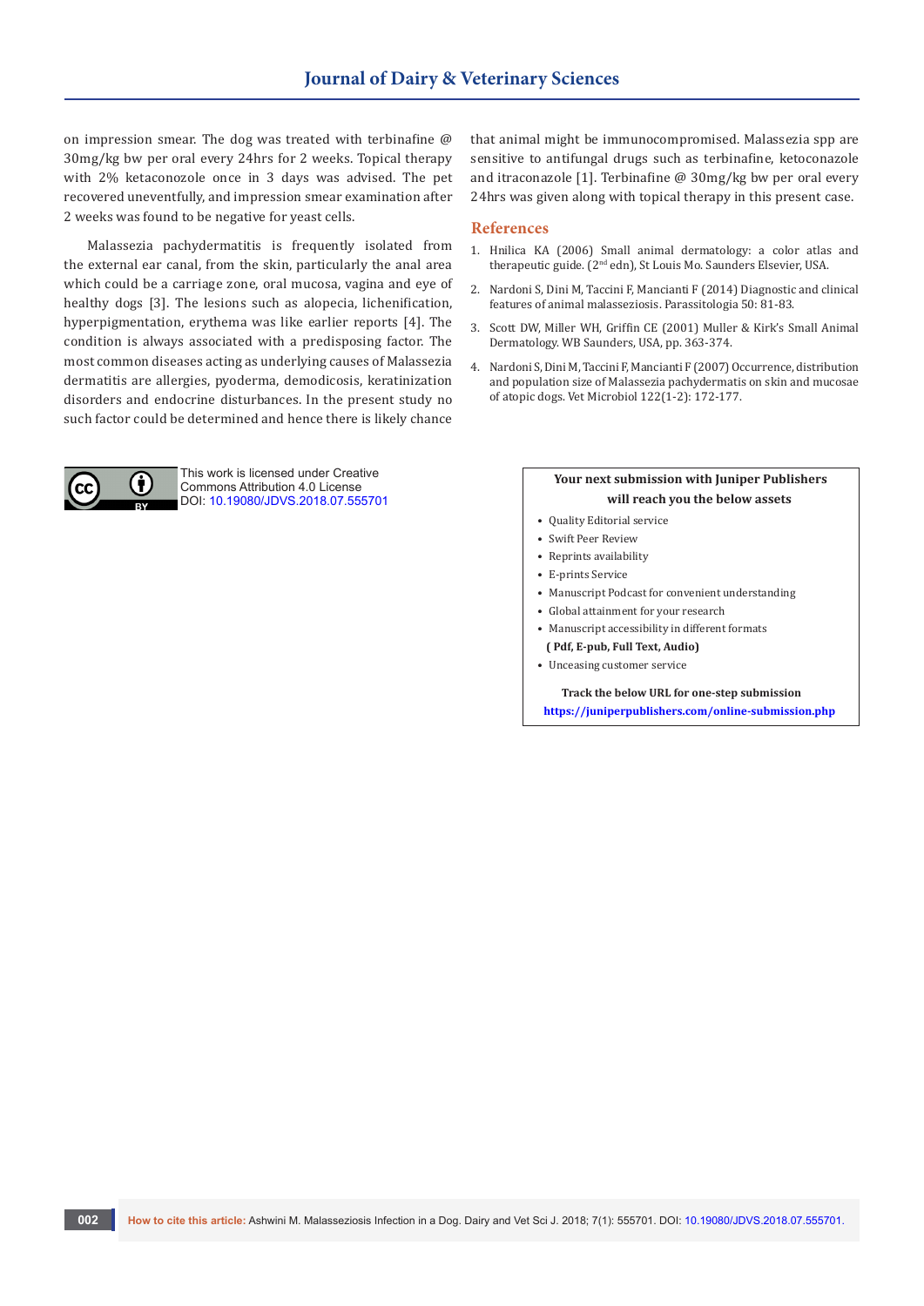on impression smear. The dog was treated with terbinafine @ 30mg/kg bw per oral every 24hrs for 2 weeks. Topical therapy with 2% ketaconozole once in 3 days was advised. The pet recovered uneventfully, and impression smear examination after 2 weeks was found to be negative for yeast cells.

Malassezia pachydermatitis is frequently isolated from the external ear canal, from the skin, particularly the anal area which could be a carriage zone, oral mucosa, vagina and eye of healthy dogs [3]. The lesions such as alopecia, lichenification, hyperpigmentation, erythema was like earlier reports [4]. The condition is always associated with a predisposing factor. The most common diseases acting as underlying causes of Malassezia dermatitis are allergies, pyoderma, demodicosis, keratinization disorders and endocrine disturbances. In the present study no such factor could be determined and hence there is likely chance that animal might be immunocompromised. Malassezia spp are sensitive to antifungal drugs such as terbinafine, ketoconazole and itraconazole [1]. Terbinafine @ 30mg/kg bw per oral every 24hrs was given along with topical therapy in this present case.

## References

1. Hnilica KA (2006) Small animal dermatology: a color atlas and therapeutic guide. (2nd edn), St Louis Mo. Saunders Elsevier, USA.
2. Nardoni S, Dini M, Taccini F, Mancianti F (2014) Diagnostic and clinical features of animal malasseziosis. Parassitologia 50: 81-83.
3. Scott DW, Miller WH, Griffin CE (2001) Muller & Kirk's Small Animal Dermatology. WB Saunders, USA, pp. 363-374.
4. Nardoni S, Dini M, Taccini F, Mancianti F (2007) Occurrence, distribution and population size of Malassezia pachydermatis on skin and mucosae of atopic dogs. Vet Microbiol 122(1-2): 172-177.

This work is licensed under Creative Commons Attribution 4.0 License
DOI: 10.19080/JDVS.2018.07.555701

**Your next submission with Juniper Publishers will reach you the below assets**

- Quality Editorial service
- Swift Peer Review
- Reprints availability
- E-prints Service
- Manuscript Podcast for convenient understanding
- Global attainment for your research
- Manuscript accessibility in different formats
  **( Pdf, E-pub, Full Text, Audio)**
- Unceasing customer service

**Track the below URL for one-step submission**
**https://juniperpublishers.com/online-submission.php**

**How to cite this article:** Ashwini M. Malasseziosis Infection in a Dog. Dairy and Vet Sci J. 2018; 7(1): 555701. DOI: 10.19080/JDVS.2018.07.555701.